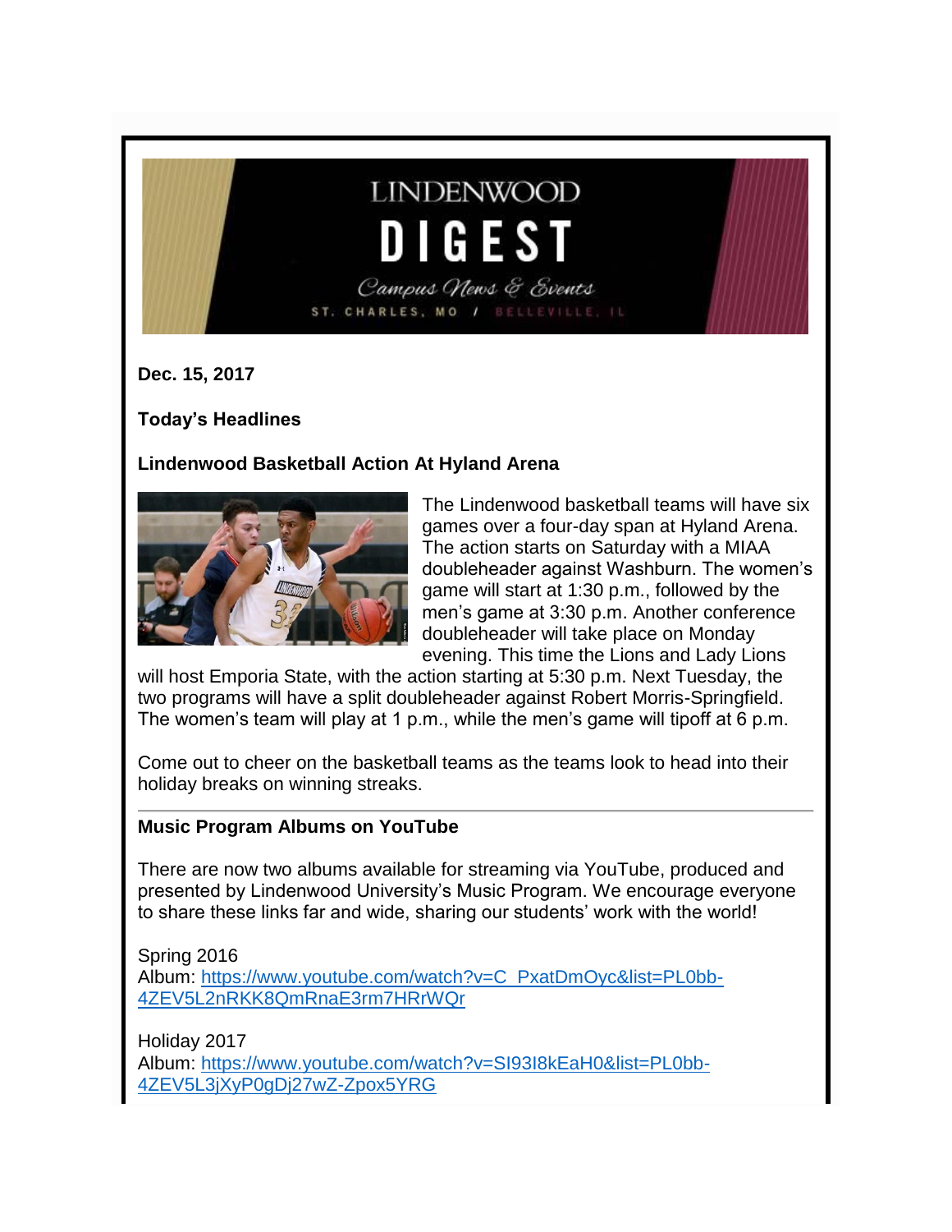LINDENWOOD

# DIGEST

*Campus News & Events*

ST. CHARLES, MO / BELLEVILLE, IL

**Dec. 15, 2017**

**Today's Headlines**

### Lindenwood Basketball Action At Hyland Arena

The Lindenwood basketball teams will have six games over a four-day span at Hyland Arena. The action starts on Saturday with a MIAA doubleheader against Washburn. The women's game will start at 1:30 p.m., followed by the men's game at 3:30 p.m. Another conference doubleheader will take place on Monday evening. This time the Lions and Lady Lions will host Emporia State, with the action starting at 5:30 p.m. Next Tuesday, the two programs will have a split doubleheader against Robert Morris-Springfield. The women's team will play at 1 p.m., while the men's game will tipoff at 6 p.m.

Come out to cheer on the basketball teams as the teams look to head into their holiday breaks on winning streaks.

---

### Music Program Albums on YouTube

There are now two albums available for streaming via YouTube, produced and presented by Lindenwood University's Music Program. We encourage everyone to share these links far and wide, sharing our students' work with the world!

Spring 2016
Album: https://www.youtube.com/watch?v=C_PxatDmOyc&list=PL0bb-4ZEV5L2nRKK8QmRnaE3rm7HRrWQr

Holiday 2017
Album: https://www.youtube.com/watch?v=SI93I8kEaH0&list=PL0bb-4ZEV5L3jXyP0gDj27wZ-Zpox5YRG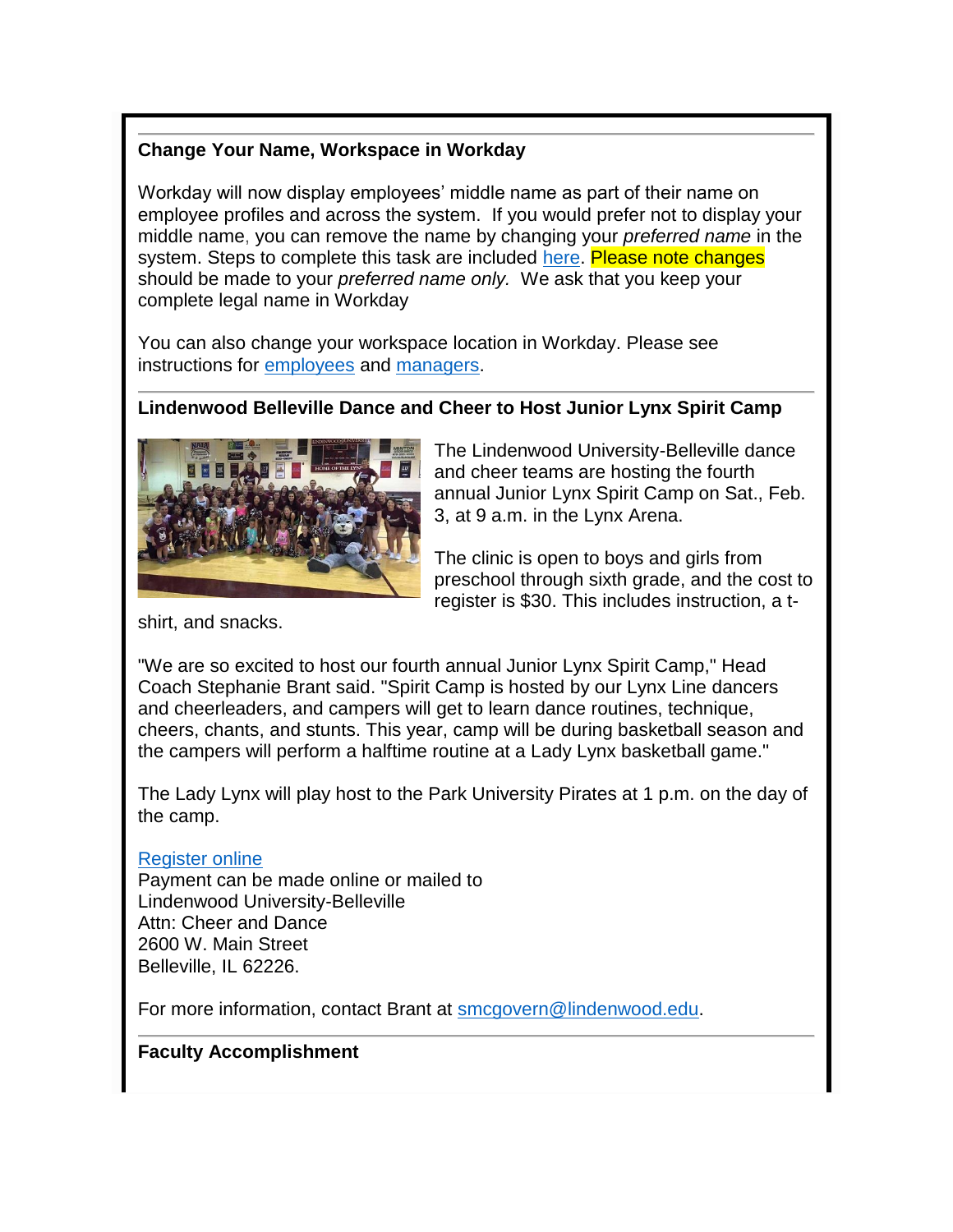**Change Your Name, Workspace in Workday**

Workday will now display employees' middle name as part of their name on employee profiles and across the system. If you would prefer not to display your middle name, you can remove the name by changing your *preferred name* in the system. Steps to complete this task are included here. Please note changes should be made to your *preferred name only.* We ask that you keep your complete legal name in Workday

You can also change your workspace location in Workday. Please see instructions for employees and managers.

---

**Lindenwood Belleville Dance and Cheer to Host Junior Lynx Spirit Camp**

The Lindenwood University-Belleville dance and cheer teams are hosting the fourth annual Junior Lynx Spirit Camp on Sat., Feb. 3, at 9 a.m. in the Lynx Arena.

The clinic is open to boys and girls from preschool through sixth grade, and the cost to register is $30. This includes instruction, a t-shirt, and snacks.

"We are so excited to host our fourth annual Junior Lynx Spirit Camp," Head Coach Stephanie Brant said. "Spirit Camp is hosted by our Lynx Line dancers and cheerleaders, and campers will get to learn dance routines, technique, cheers, chants, and stunts. This year, camp will be during basketball season and the campers will perform a halftime routine at a Lady Lynx basketball game."

The Lady Lynx will play host to the Park University Pirates at 1 p.m. on the day of the camp.

Register online
Payment can be made online or mailed to
Lindenwood University-Belleville
Attn: Cheer and Dance
2600 W. Main Street
Belleville, IL 62226.

For more information, contact Brant at smcgovern@lindenwood.edu.

---

**Faculty Accomplishment**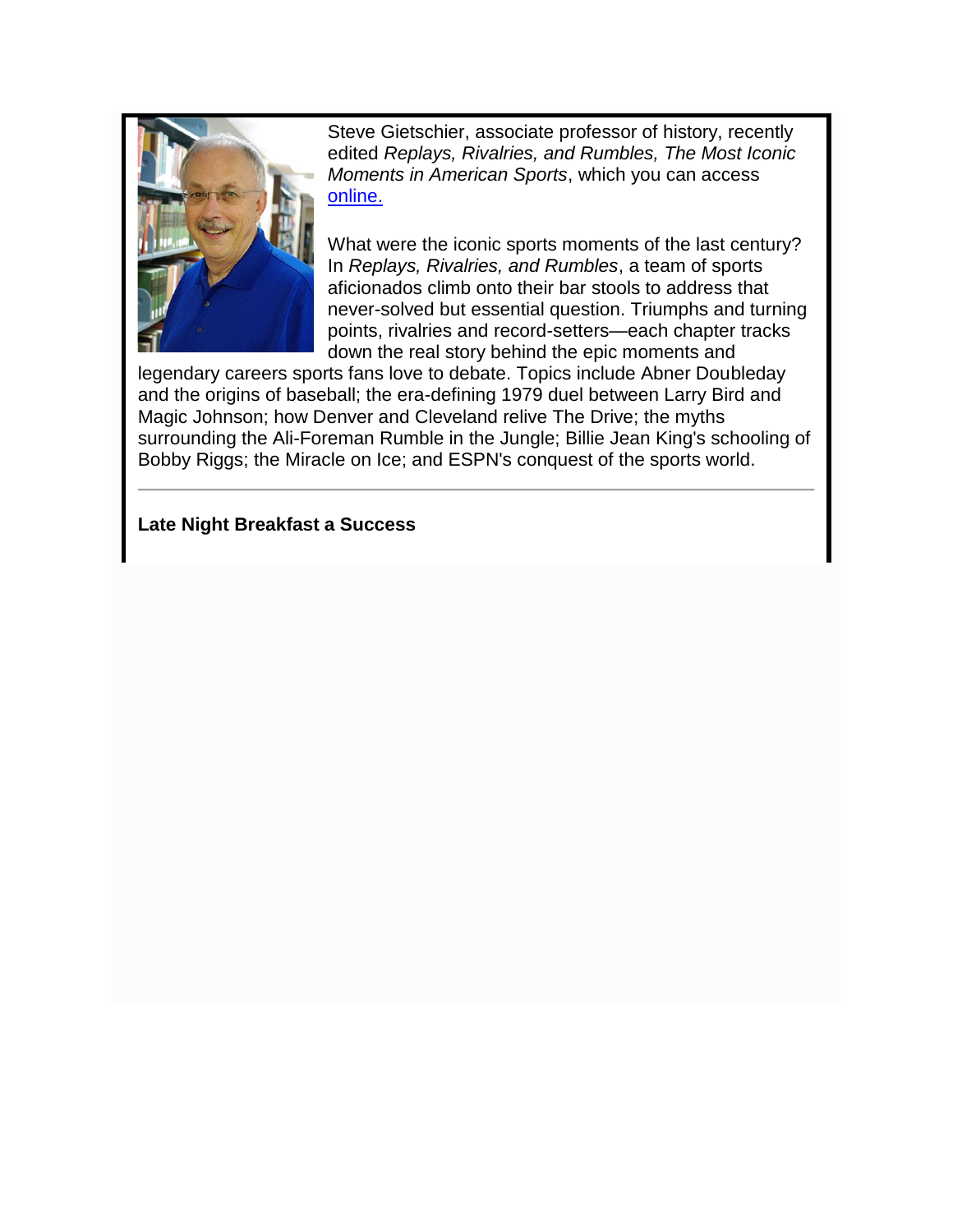Steve Gietschier, associate professor of history, recently edited *Replays, Rivalries, and Rumbles, The Most Iconic Moments in American Sports*, which you can access [online.](online.)

What were the iconic sports moments of the last century? In *Replays, Rivalries, and Rumbles*, a team of sports aficionados climb onto their bar stools to address that never-solved but essential question. Triumphs and turning points, rivalries and record-setters—each chapter tracks down the real story behind the epic moments and legendary careers sports fans love to debate. Topics include Abner Doubleday and the origins of baseball; the era-defining 1979 duel between Larry Bird and Magic Johnson; how Denver and Cleveland relive The Drive; the myths surrounding the Ali-Foreman Rumble in the Jungle; Billie Jean King's schooling of Bobby Riggs; the Miracle on Ice; and ESPN's conquest of the sports world.

---

**Late Night Breakfast a Success**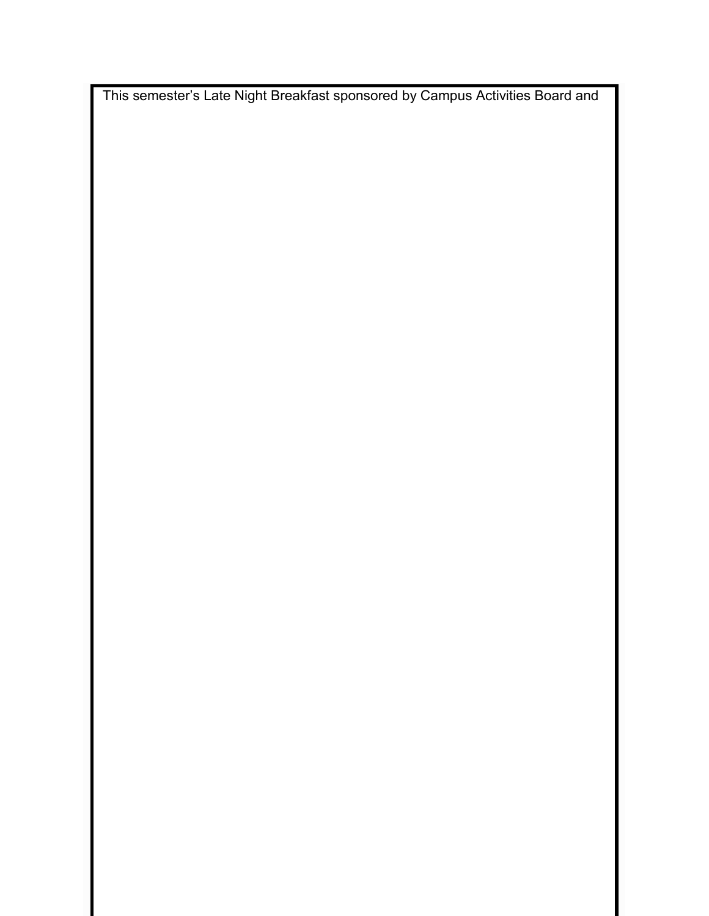This semester's Late Night Breakfast sponsored by Campus Activities Board and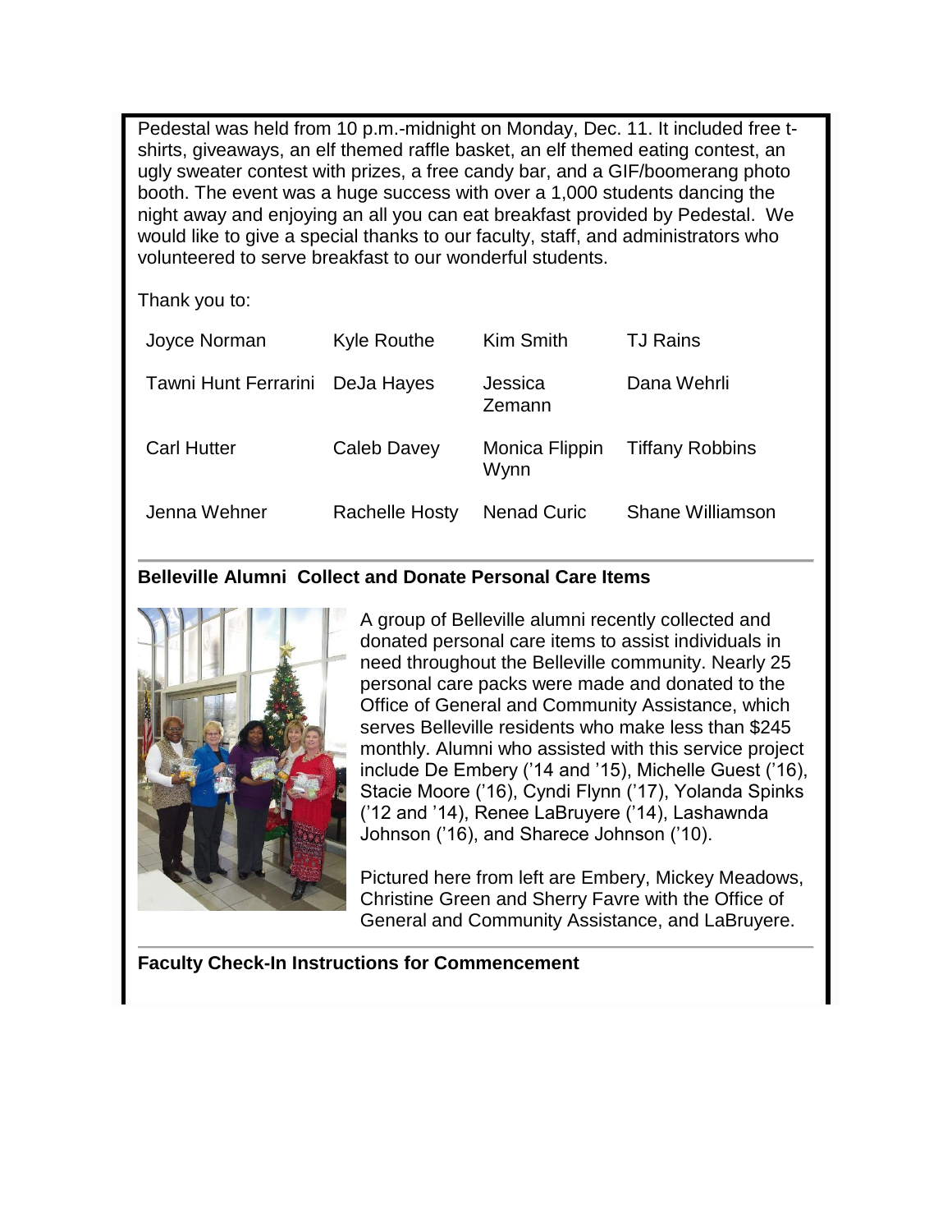Pedestal was held from 10 p.m.-midnight on Monday, Dec. 11. It included free t-shirts, giveaways, an elf themed raffle basket, an elf themed eating contest, an ugly sweater contest with prizes, a free candy bar, and a GIF/boomerang photo booth. The event was a huge success with over a 1,000 students dancing the night away and enjoying an all you can eat breakfast provided by Pedestal. We would like to give a special thanks to our faculty, staff, and administrators who volunteered to serve breakfast to our wonderful students.

Thank you to:

| | | | |
|---|---|---|---|
| Joyce Norman | Kyle Routhe | Kim Smith | TJ Rains |
| Tawni Hunt Ferrarini | DeJa Hayes | Jessica Zemann | Dana Wehrli |
| Carl Hutter | Caleb Davey | Monica Flippin Wynn | Tiffany Robbins |
| Jenna Wehner | Rachelle Hosty | Nenad Curic | Shane Williamson |

**Belleville Alumni Collect and Donate Personal Care Items**

A group of Belleville alumni recently collected and donated personal care items to assist individuals in need throughout the Belleville community. Nearly 25 personal care packs were made and donated to the Office of General and Community Assistance, which serves Belleville residents who make less than $245 monthly. Alumni who assisted with this service project include De Embery ('14 and '15), Michelle Guest ('16), Stacie Moore ('16), Cyndi Flynn ('17), Yolanda Spinks ('12 and '14), Renee LaBruyere ('14), Lashawnda Johnson ('16), and Sharece Johnson ('10).

Pictured here from left are Embery, Mickey Meadows, Christine Green and Sherry Favre with the Office of General and Community Assistance, and LaBruyere.

**Faculty Check-In Instructions for Commencement**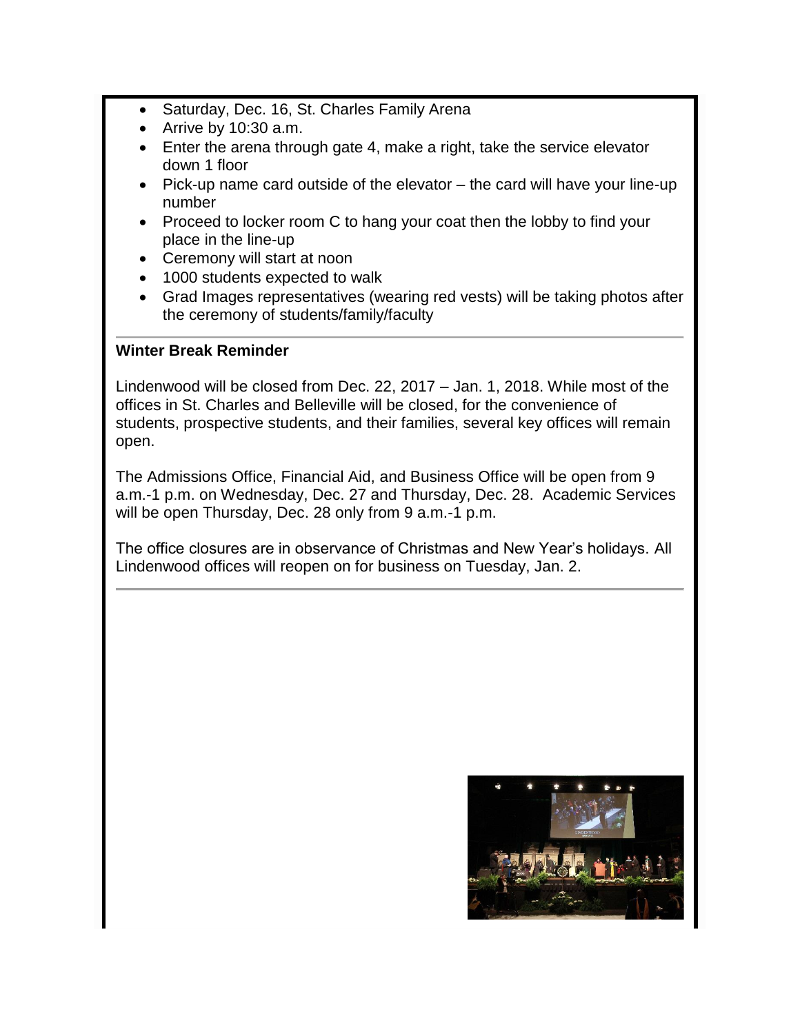- Saturday, Dec. 16, St. Charles Family Arena
- Arrive by 10:30 a.m.
- Enter the arena through gate 4, make a right, take the service elevator down 1 floor
- Pick-up name card outside of the elevator – the card will have your line-up number
- Proceed to locker room C to hang your coat then the lobby to find your place in the line-up
- Ceremony will start at noon
- 1000 students expected to walk
- Grad Images representatives (wearing red vests) will be taking photos after the ceremony of students/family/faculty

---

**Winter Break Reminder**

Lindenwood will be closed from Dec. 22, 2017 – Jan. 1, 2018. While most of the offices in St. Charles and Belleville will be closed, for the convenience of students, prospective students, and their families, several key offices will remain open.

The Admissions Office, Financial Aid, and Business Office will be open from 9 a.m.-1 p.m. on Wednesday, Dec. 27 and Thursday, Dec. 28. Academic Services will be open Thursday, Dec. 28 only from 9 a.m.-1 p.m.

The office closures are in observance of Christmas and New Year's holidays. All Lindenwood offices will reopen on for business on Tuesday, Jan. 2.

---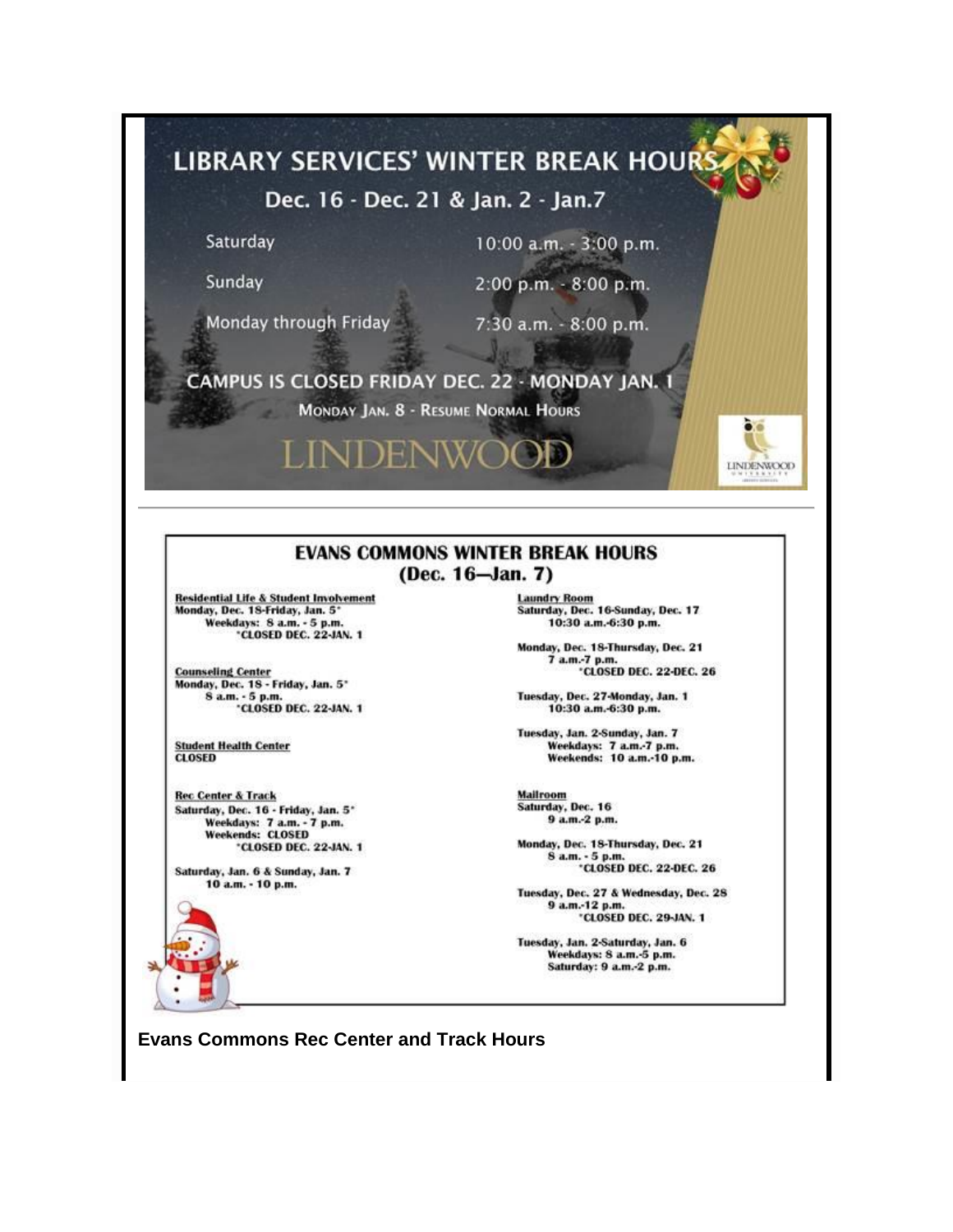## LIBRARY SERVICES' WINTER BREAK HOURS

### Dec. 16 - Dec. 21 & Jan. 2 - Jan.7

| | |
|---|---|
| Saturday | 10:00 a.m. - 3:00 p.m. |
| Sunday | 2:00 p.m. - 8:00 p.m. |
| Monday through Friday | 7:30 a.m. - 8:00 p.m. |

**CAMPUS IS CLOSED FRIDAY DEC. 22 - MONDAY JAN. 1**

MONDAY JAN. 8 - RESUME NORMAL HOURS

LINDENWOOD

---

## EVANS COMMONS WINTER BREAK HOURS
### (Dec. 16—Jan. 7)

**Residential Life & Student Involvement**
Monday, Dec. 18-Friday, Jan. 5*
Weekdays: 8 a.m. - 5 p.m.
*CLOSED DEC. 22-JAN. 1

**Counseling Center**
Monday, Dec. 18 - Friday, Jan. 5*
8 a.m. - 5 p.m.
*CLOSED DEC. 22-JAN. 1

**Student Health Center**
CLOSED

**Rec Center & Track**
Saturday, Dec. 16 - Friday, Jan. 5*
Weekdays: 7 a.m. - 7 p.m.
Weekends: CLOSED
*CLOSED DEC. 22-JAN. 1

Saturday, Jan. 6 & Sunday, Jan. 7
10 a.m. - 10 p.m.

**Laundry Room**
Saturday, Dec. 16-Sunday, Dec. 17
10:30 a.m.-6:30 p.m.

Monday, Dec. 18-Thursday, Dec. 21
7 a.m.-7 p.m.
*CLOSED DEC. 22-DEC. 26

Tuesday, Dec. 27-Monday, Jan. 1
10:30 a.m.-6:30 p.m.

Tuesday, Jan. 2-Sunday, Jan. 7
Weekdays: 7 a.m.-7 p.m.
Weekends: 10 a.m.-10 p.m.

**Mailroom**
Saturday, Dec. 16
9 a.m.-2 p.m.

Monday, Dec. 18-Thursday, Dec. 21
8 a.m. - 5 p.m.
*CLOSED DEC. 22-DEC. 26

Tuesday, Dec. 27 & Wednesday, Dec. 28
9 a.m.-12 p.m.
*CLOSED DEC. 29-JAN. 1

Tuesday, Jan. 2-Saturday, Jan. 6
Weekdays: 8 a.m.-5 p.m.
Saturday: 9 a.m.-2 p.m.

**Evans Commons Rec Center and Track Hours**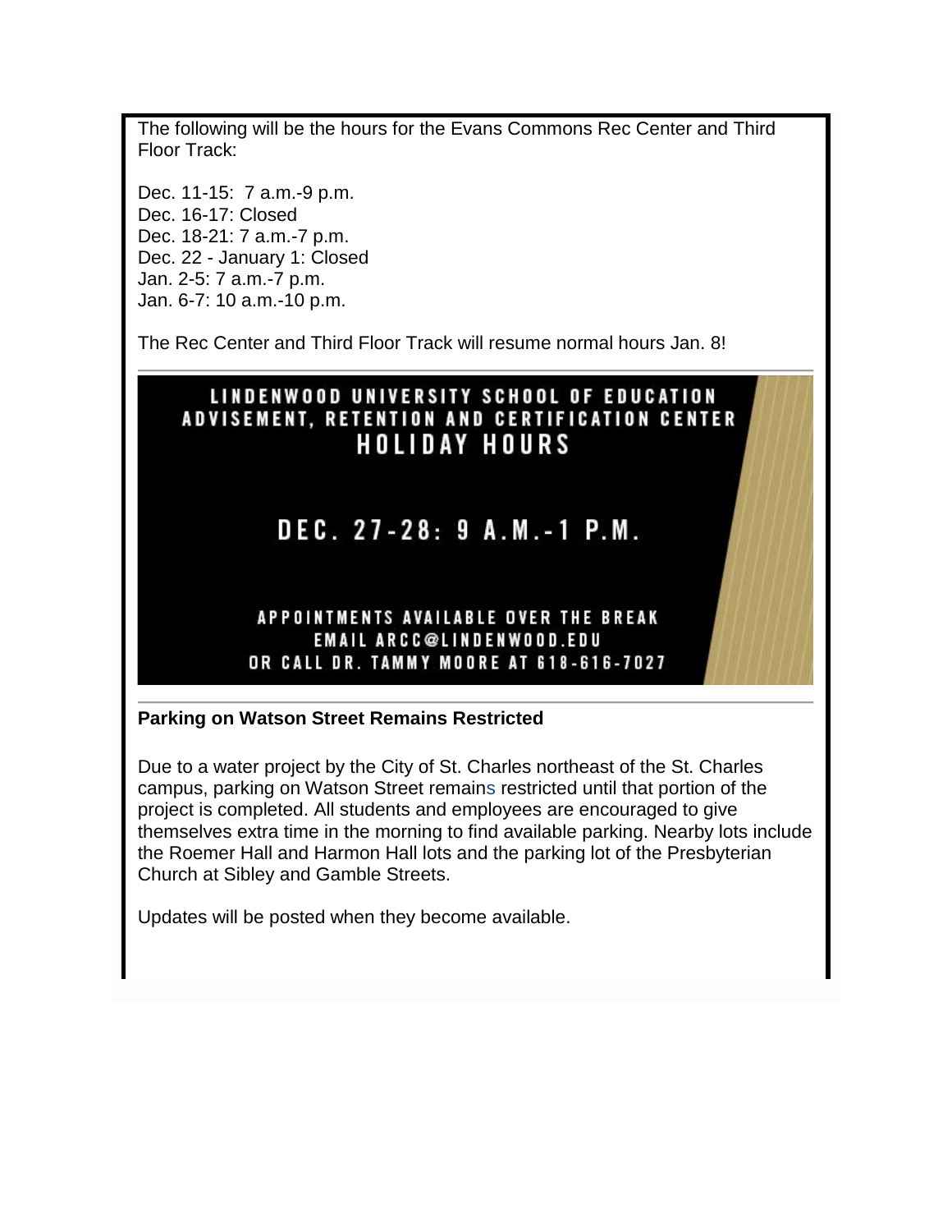The following will be the hours for the Evans Commons Rec Center and Third Floor Track:

Dec. 11-15: 7 a.m.-9 p.m.
Dec. 16-17: Closed
Dec. 18-21: 7 a.m.-7 p.m.
Dec. 22 - January 1: Closed
Jan. 2-5: 7 a.m.-7 p.m.
Jan. 6-7: 10 a.m.-10 p.m.

The Rec Center and Third Floor Track will resume normal hours Jan. 8!

---

LINDENWOOD UNIVERSITY SCHOOL OF EDUCATION
ADVISEMENT, RETENTION AND CERTIFICATION CENTER
HOLIDAY HOURS

DEC. 27-28: 9 A.M.-1 P.M.

APPOINTMENTS AVAILABLE OVER THE BREAK
EMAIL ARCC@LINDENWOOD.EDU
OR CALL DR. TAMMY MOORE AT 618-616-7027

---

**Parking on Watson Street Remains Restricted**

Due to a water project by the City of St. Charles northeast of the St. Charles campus, parking on Watson Street remains restricted until that portion of the project is completed. All students and employees are encouraged to give themselves extra time in the morning to find available parking. Nearby lots include the Roemer Hall and Harmon Hall lots and the parking lot of the Presbyterian Church at Sibley and Gamble Streets.

Updates will be posted when they become available.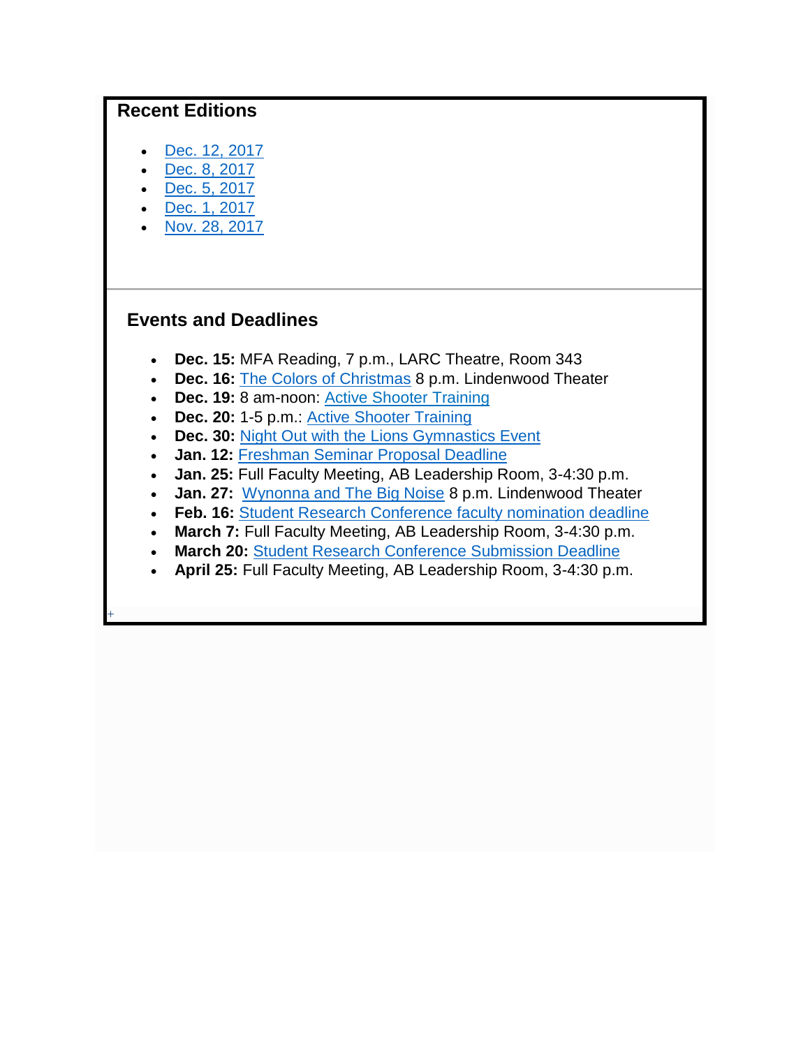## Recent Editions

- Dec. 12, 2017
- Dec. 8, 2017
- Dec. 5, 2017
- Dec. 1, 2017
- Nov. 28, 2017

## Events and Deadlines

- **Dec. 15:** MFA Reading, 7 p.m., LARC Theatre, Room 343
- **Dec. 16:** The Colors of Christmas 8 p.m. Lindenwood Theater
- **Dec. 19:** 8 am-noon: Active Shooter Training
- **Dec. 20:** 1-5 p.m.: Active Shooter Training
- **Dec. 30:** Night Out with the Lions Gymnastics Event
- **Jan. 12:** Freshman Seminar Proposal Deadline
- **Jan. 25:** Full Faculty Meeting, AB Leadership Room, 3-4:30 p.m.
- **Jan. 27:** Wynonna and The Big Noise 8 p.m. Lindenwood Theater
- **Feb. 16:** Student Research Conference faculty nomination deadline
- **March 7:** Full Faculty Meeting, AB Leadership Room, 3-4:30 p.m.
- **March 20:** Student Research Conference Submission Deadline
- **April 25:** Full Faculty Meeting, AB Leadership Room, 3-4:30 p.m.